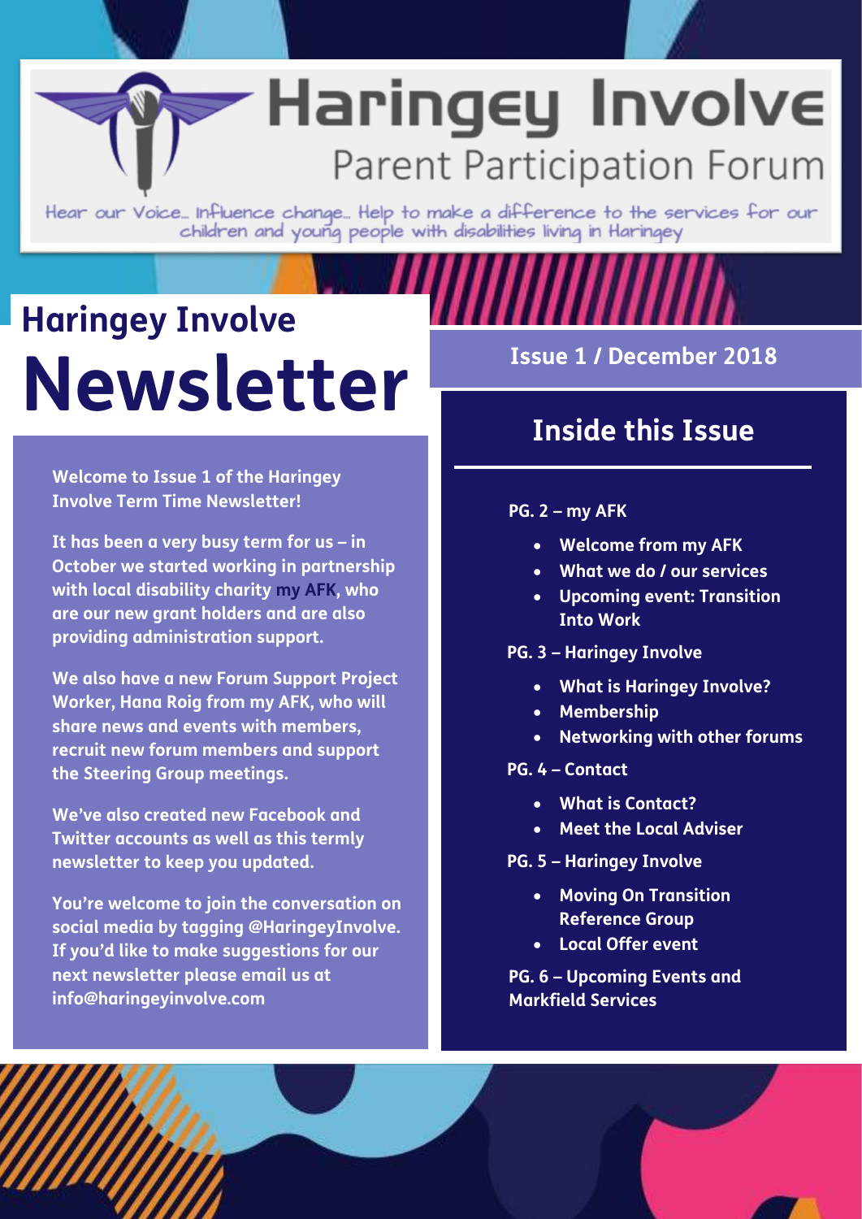# Haringey Involve

## Parent Participation Forum

Hear our Voice… Influence change… Help to make a difference to the services for our children and young people with disabilities living in Haringey

# Haringey Involve Newsletter

**Issue 1 / December 2018**

**Welcome to Issue 1 of the Haringey Involve Term Time Newsletter!**

**It has been a very busy term for us – in October we started working in partnership with local disability charity my AFK, who are our new grant holders and are also providing administration support.**

**We also have a new Forum Support Project Worker, Hana Roig from my AFK, who will share news and events with members, recruit new forum members and support the Steering Group meetings.**

**We've also created new Facebook and Twitter accounts as well as this termly newsletter to keep you updated.**

**You're welcome to join the conversation on social media by tagging @HaringeyInvolve. If you'd like to make suggestions for our next newsletter please email us at info@haringeyinvolve.com**

## Inside this Issue

**PG. 2 – my AFK**

- Welcome from my AFK
- What we do / our services
- Upcoming event: Transition Into Work

**PG. 3 – Haringey Involve**

- What is Haringey Involve?
- Membership
- Networking with other forums

**PG. 4 – Contact**

- What is Contact?
- Meet the Local Adviser

**PG. 5 – Haringey Involve**

- Moving On Transition Reference Group
- Local Offer event

**PG. 6 – Upcoming Events and Markfield Services**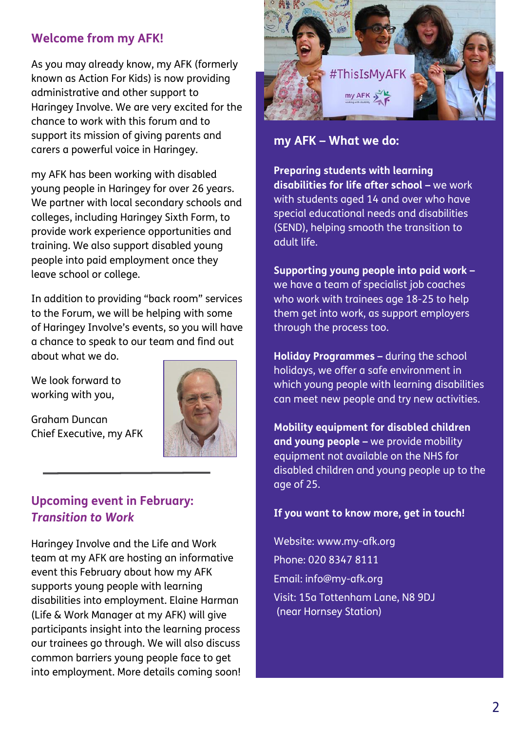## Welcome from my AFK!

As you may already know, my AFK (formerly known as Action For Kids) is now providing administrative and other support to Haringey Involve. We are very excited for the chance to work with this forum and to support its mission of giving parents and carers a powerful voice in Haringey.

my AFK has been working with disabled young people in Haringey for over 26 years. We partner with local secondary schools and colleges, including Haringey Sixth Form, to provide work experience opportunities and training. We also support disabled young people into paid employment once they leave school or college.

In addition to providing "back room" services to the Forum, we will be helping with some of Haringey Involve's events, so you will have a chance to speak to our team and find out about what we do.

We look forward to working with you,

Graham Duncan
Chief Executive, my AFK

---

## Upcoming event in February: *Transition to Work*

Haringey Involve and the Life and Work team at my AFK are hosting an informative event this February about how my AFK supports young people with learning disabilities into employment. Elaine Harman (Life & Work Manager at my AFK) will give participants insight into the learning process our trainees go through. We will also discuss common barriers young people face to get into employment. More details coming soon!

## my AFK – What we do:

**Preparing students with learning disabilities for life after school –** we work with students aged 14 and over who have special educational needs and disabilities (SEND), helping smooth the transition to adult life.

**Supporting young people into paid work –** we have a team of specialist job coaches who work with trainees age 18-25 to help them get into work, as support employers through the process too.

**Holiday Programmes –** during the school holidays, we offer a safe environment in which young people with learning disabilities can meet new people and try new activities.

**Mobility equipment for disabled children and young people –** we provide mobility equipment not available on the NHS for disabled children and young people up to the age of 25.

**If you want to know more, get in touch!**

Website: www.my-afk.org
Phone: 020 8347 8111
Email: info@my-afk.org
Visit: 15a Tottenham Lane, N8 9DJ (near Hornsey Station)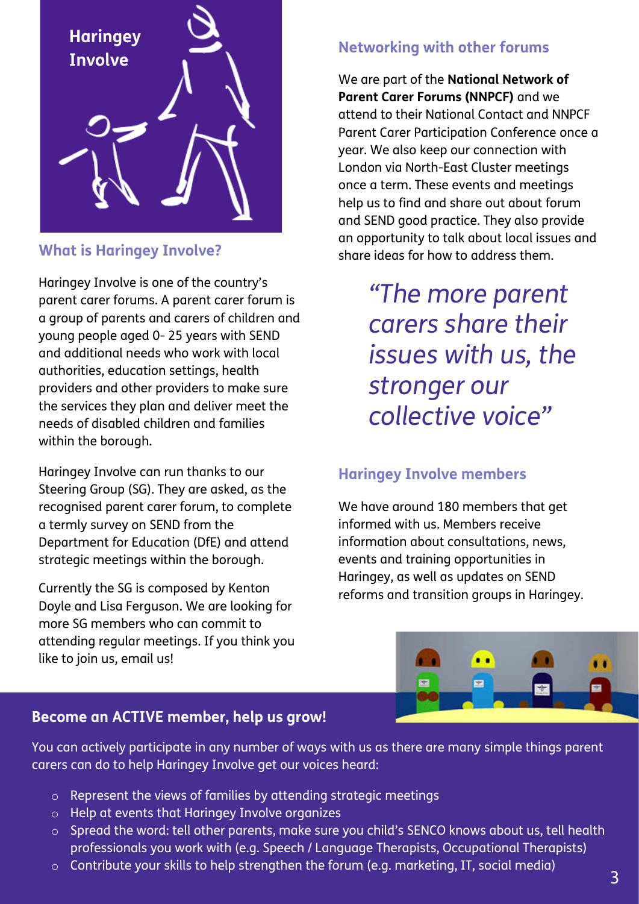Haringey Involve

## What is Haringey Involve?

Haringey Involve is one of the country's parent carer forums. A parent carer forum is a group of parents and carers of children and young people aged 0- 25 years with SEND and additional needs who work with local authorities, education settings, health providers and other providers to make sure the services they plan and deliver meet the needs of disabled children and families within the borough.

Haringey Involve can run thanks to our Steering Group (SG). They are asked, as the recognised parent carer forum, to complete a termly survey on SEND from the Department for Education (DfE) and attend strategic meetings within the borough.

Currently the SG is composed by Kenton Doyle and Lisa Ferguson. We are looking for more SG members who can commit to attending regular meetings. If you think you like to join us, email us!

## Networking with other forums

We are part of the **National Network of Parent Carer Forums (NNPCF)** and we attend to their National Contact and NNPCF Parent Carer Participation Conference once a year. We also keep our connection with London via North-East Cluster meetings once a term. These events and meetings help us to find and share out about forum and SEND good practice. They also provide an opportunity to talk about local issues and share ideas for how to address them.

*"The more parent carers share their issues with us, the stronger our collective voice"*

## Haringey Involve members

We have around 180 members that get informed with us. Members receive information about consultations, news, events and training opportunities in Haringey, as well as updates on SEND reforms and transition groups in Haringey.

## Become an ACTIVE member, help us grow!

You can actively participate in any number of ways with us as there are many simple things parent carers can do to help Haringey Involve get our voices heard:

- Represent the views of families by attending strategic meetings
- Help at events that Haringey Involve organizes
- Spread the word: tell other parents, make sure you child's SENCO knows about us, tell health professionals you work with (e.g. Speech / Language Therapists, Occupational Therapists)
- Contribute your skills to help strengthen the forum (e.g. marketing, IT, social media)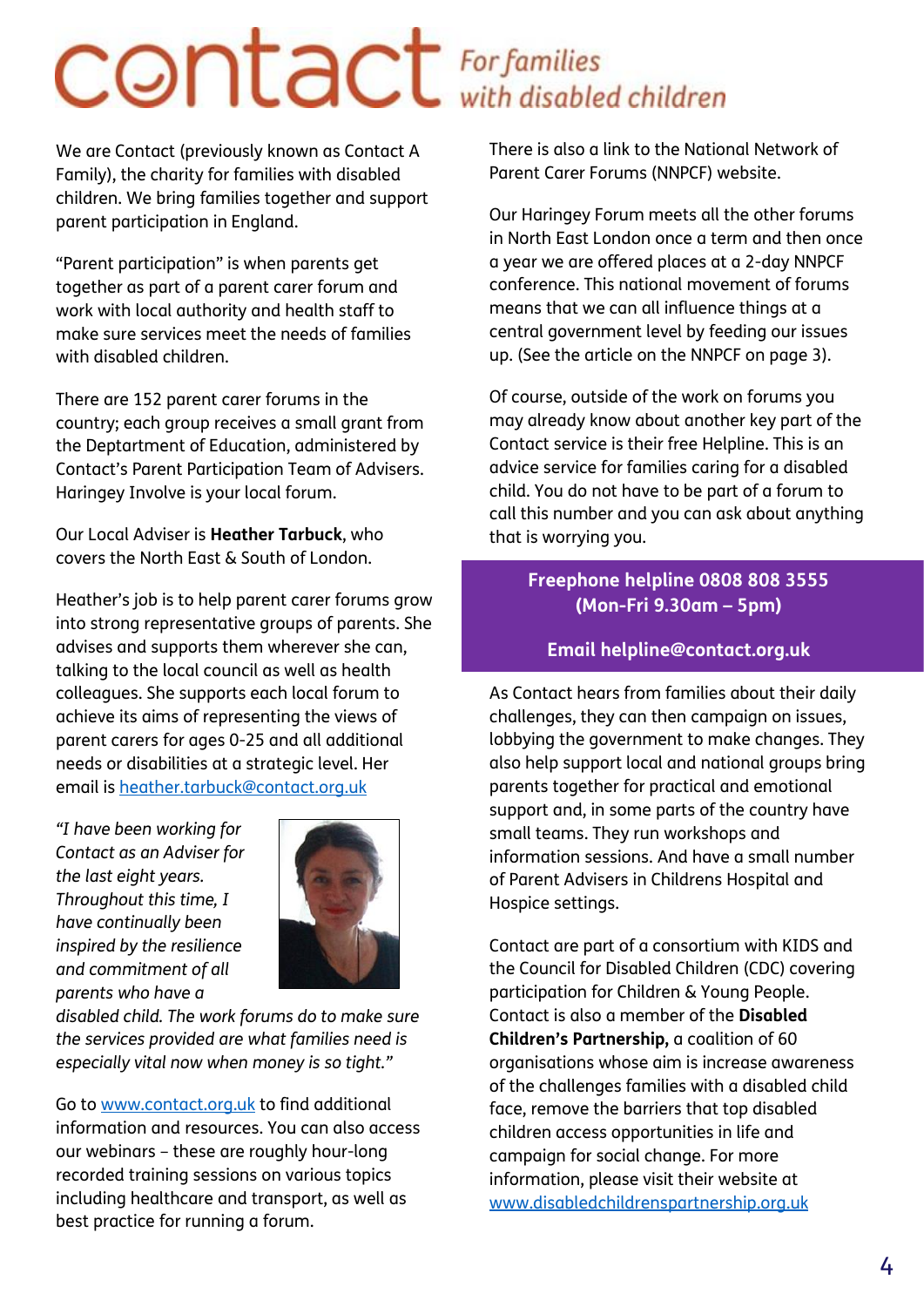# contact *For families with disabled children*

We are Contact (previously known as Contact A Family), the charity for families with disabled children. We bring families together and support parent participation in England.

"Parent participation" is when parents get together as part of a parent carer forum and work with local authority and health staff to make sure services meet the needs of families with disabled children.

There are 152 parent carer forums in the country; each group receives a small grant from the Deptartment of Education, administered by Contact's Parent Participation Team of Advisers. Haringey Involve is your local forum.

Our Local Adviser is **Heather Tarbuck**, who covers the North East & South of London.

Heather's job is to help parent carer forums grow into strong representative groups of parents. She advises and supports them wherever she can, talking to the local council as well as health colleagues. She supports each local forum to achieve its aims of representing the views of parent carers for ages 0-25 and all additional needs or disabilities at a strategic level. Her email is heather.tarbuck@contact.org.uk

*"I have been working for Contact as an Adviser for the last eight years. Throughout this time, I have continually been inspired by the resilience and commitment of all parents who have a disabled child. The work forums do to make sure the services provided are what families need is especially vital now when money is so tight."*

Go to www.contact.org.uk to find additional information and resources. You can also access our webinars – these are roughly hour-long recorded training sessions on various topics including healthcare and transport, as well as best practice for running a forum.

There is also a link to the National Network of Parent Carer Forums (NNPCF) website.

Our Haringey Forum meets all the other forums in North East London once a term and then once a year we are offered places at a 2-day NNPCF conference. This national movement of forums means that we can all influence things at a central government level by feeding our issues up. (See the article on the NNPCF on page 3).

Of course, outside of the work on forums you may already know about another key part of the Contact service is their free Helpline. This is an advice service for families caring for a disabled child. You do not have to be part of a forum to call this number and you can ask about anything that is worrying you.

**Freephone helpline 0808 808 3555**
**(Mon-Fri 9.30am – 5pm)**

**Email helpline@contact.org.uk**

As Contact hears from families about their daily challenges, they can then campaign on issues, lobbying the government to make changes. They also help support local and national groups bring parents together for practical and emotional support and, in some parts of the country have small teams. They run workshops and information sessions. And have a small number of Parent Advisers in Childrens Hospital and Hospice settings.

Contact are part of a consortium with KIDS and the Council for Disabled Children (CDC) covering participation for Children & Young People. Contact is also a member of the **Disabled Children's Partnership,** a coalition of 60 organisations whose aim is increase awareness of the challenges families with a disabled child face, remove the barriers that top disabled children access opportunities in life and campaign for social change. For more information, please visit their website at www.disabledchildrenspartnership.org.uk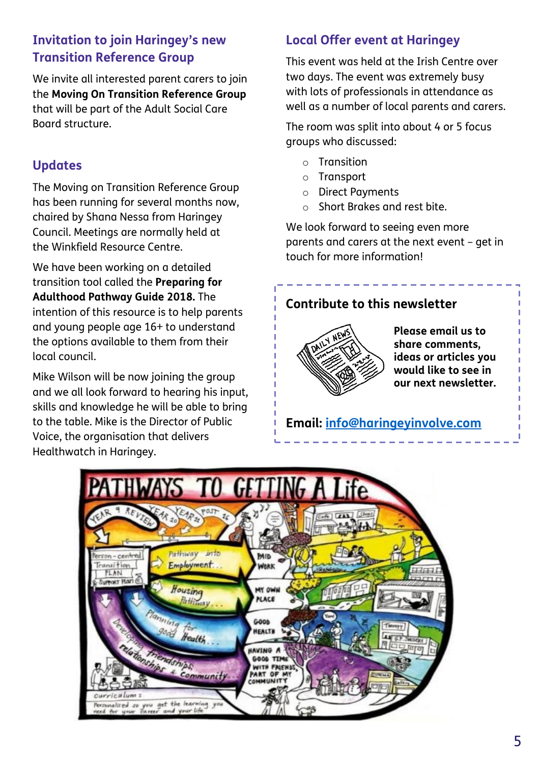## Invitation to join Haringey's new Transition Reference Group

We invite all interested parent carers to join the **Moving On Transition Reference Group** that will be part of the Adult Social Care Board structure.

## Updates

The Moving on Transition Reference Group has been running for several months now, chaired by Shana Nessa from Haringey Council. Meetings are normally held at the Winkfield Resource Centre.

We have been working on a detailed transition tool called the **Preparing for Adulthood Pathway Guide 2018.** The intention of this resource is to help parents and young people age 16+ to understand the options available to them from their local council.

Mike Wilson will be now joining the group and we all look forward to hearing his input, skills and knowledge he will be able to bring to the table. Mike is the Director of Public Voice, the organisation that delivers Healthwatch in Haringey.

## Local Offer event at Haringey

This event was held at the Irish Centre over two days. The event was extremely busy with lots of professionals in attendance as well as a number of local parents and carers.

The room was split into about 4 or 5 focus groups who discussed:

- Transition
- Transport
- Direct Payments
- Short Brakes and rest bite.

We look forward to seeing even more parents and carers at the next event – get in touch for more information!

## Contribute to this newsletter

**Please email us to share comments, ideas or articles you would like to see in our next newsletter.**

**Email:** info@haringeyinvolve.com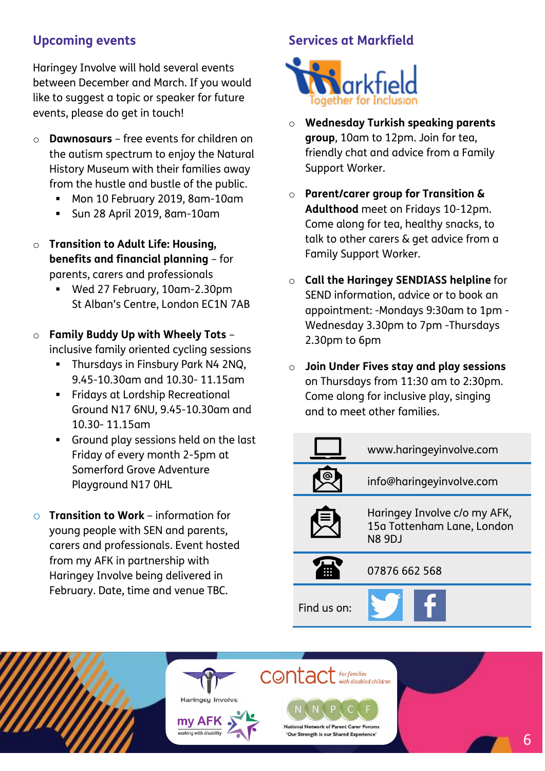## Upcoming events

Haringey Involve will hold several events between December and March. If you would like to suggest a topic or speaker for future events, please do get in touch!

- **Dawnosaurs** – free events for children on the autism spectrum to enjoy the Natural History Museum with their families away from the hustle and bustle of the public.
  - Mon 10 February 2019, 8am-10am
  - Sun 28 April 2019, 8am-10am
- **Transition to Adult Life: Housing, benefits and financial planning** – for parents, carers and professionals
  - Wed 27 February, 10am-2.30pm St Alban's Centre, London EC1N 7AB
- **Family Buddy Up with Wheely Tots** – inclusive family oriented cycling sessions
  - Thursdays in Finsbury Park N4 2NQ, 9.45-10.30am and 10.30- 11.15am
  - Fridays at Lordship Recreational Ground N17 6NU, 9.45-10.30am and 10.30- 11.15am
  - Ground play sessions held on the last Friday of every month 2-5pm at Somerford Grove Adventure Playground N17 0HL
- **Transition to Work** – information for young people with SEN and parents, carers and professionals. Event hosted from my AFK in partnership with Haringey Involve being delivered in February. Date, time and venue TBC.

## Services at Markfield

Markfield
Together for Inclusion

- **Wednesday Turkish speaking parents group**, 10am to 12pm. Join for tea, friendly chat and advice from a Family Support Worker.
- **Parent/carer group for Transition & Adulthood** meet on Fridays 10-12pm. Come along for tea, healthy snacks, to talk to other carers & get advice from a Family Support Worker.
- **Call the Haringey SENDIASS helpline** for SEND information, advice or to book an appointment: -Mondays 9:30am to 1pm -Wednesday 3.30pm to 7pm -Thursdays 2.30pm to 6pm
- **Join Under Fives stay and play sessions** on Thursdays from 11:30 am to 2:30pm. Come along for inclusive play, singing and to meet other families.

www.haringeyinvolve.com

info@haringeyinvolve.com

Haringey Involve c/o my AFK, 15a Tottenham Lane, London N8 9DJ

07876 662 568

Find us on:

Haringey Involve

my AFK working with disability

contact For families with disabled children

NNPCF National Network of Parent Carer Forums 'Our Strength is our Shared Experience'